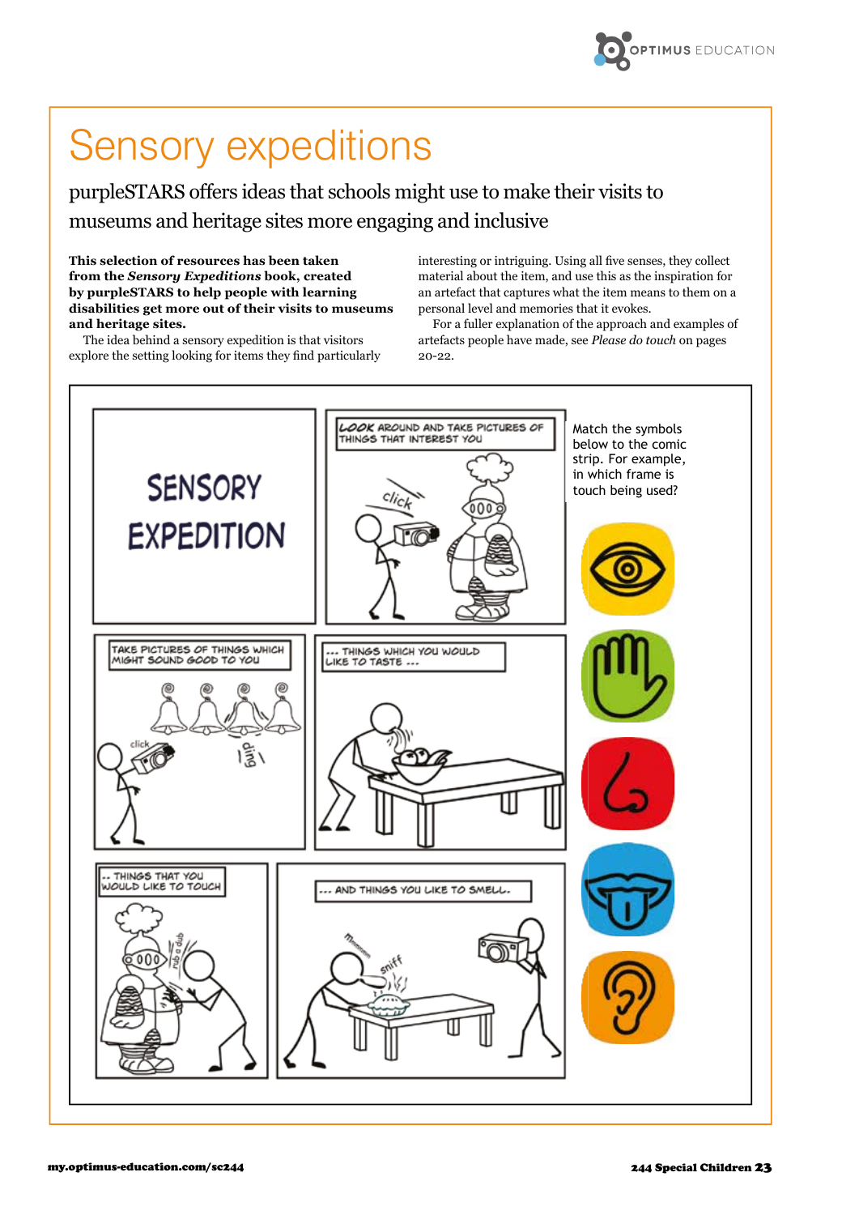# Sensory expeditions

## purpleSTARS offers ideas that schools might use to make their visits to museums and heritage sites more engaging and inclusive

**This selection of resources has been taken from the *Sensory Expeditions* book, created by purpleSTARS to help people with learning disabilities get more out of their visits to museums and heritage sites.**

The idea behind a sensory expedition is that visitors explore the setting looking for items they find particularly interesting or intriguing. Using all five senses, they collect material about the item, and use this as the inspiration for an artefact that captures what the item means to them on a personal level and memories that it evokes.

For a fuller explanation of the approach and examples of artefacts people have made, see *Please do touch* on pages 20-22.

SENSORY EXPEDITION

LOOK AROUND AND TAKE PICTURES OF THINGS THAT INTEREST YOU

TAKE PICTURES OF THINGS WHICH MIGHT SOUND GOOD TO YOU

... THINGS WHICH YOU WOULD LIKE TO TASTE ...

.. THINGS THAT YOU WOULD LIKE TO TOUCH

... AND THINGS YOU LIKE TO SMELL.

Match the symbols below to the comic strip. For example, in which frame is touch being used?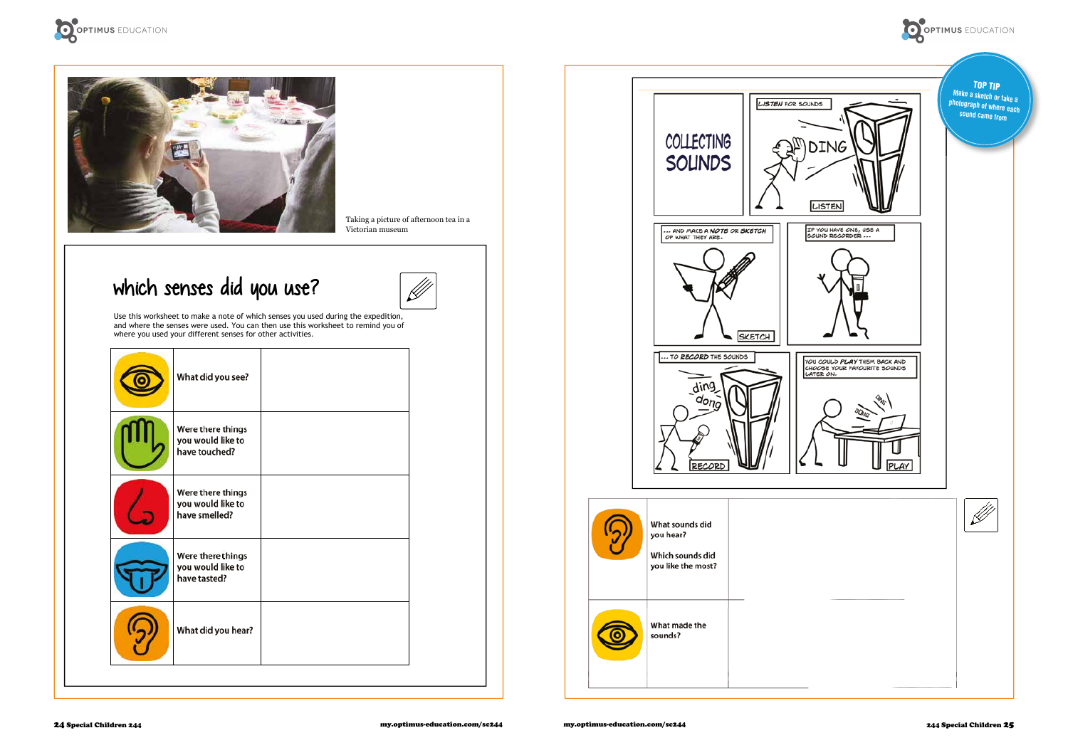Taking a picture of afternoon tea in a Victorian museum

## which senses did you use?

Use this worksheet to make a note of which senses you used during the expedition, and where the senses were used. You can then use this worksheet to remind you of where you used your different senses for other activities.

| | | |
|---|---|---|
| | What did you see? | |
| | Were there things you would like to have touched? | |
| | Were there things you would like to have smelled? | |
| | Were there things you would like to have tasted? | |
| | What did you hear? | |

## COLLECTING SOUNDS

LISTEN FOR SOUNDS

DING

LISTEN

... AND MAKE A NOTE OR SKETCH OF WHAT THEY ARE.

SKETCH

IF YOU HAVE ONE, USE A SOUND RECORDER ...

... TO RECORD THE SOUNDS

ding dong

RECORD

YOU COULD PLAY THEM BACK AND CHOOSE YOUR FAVOURITE SOUNDS LATER ON.

DING DONG

PLAY

**TOP TIP**
Make a sketch or take a photograph of where each sound came from

| | | |
|---|---|---|
| | What sounds did you hear? Which sounds did you like the most? | |
| | What made the sounds? | |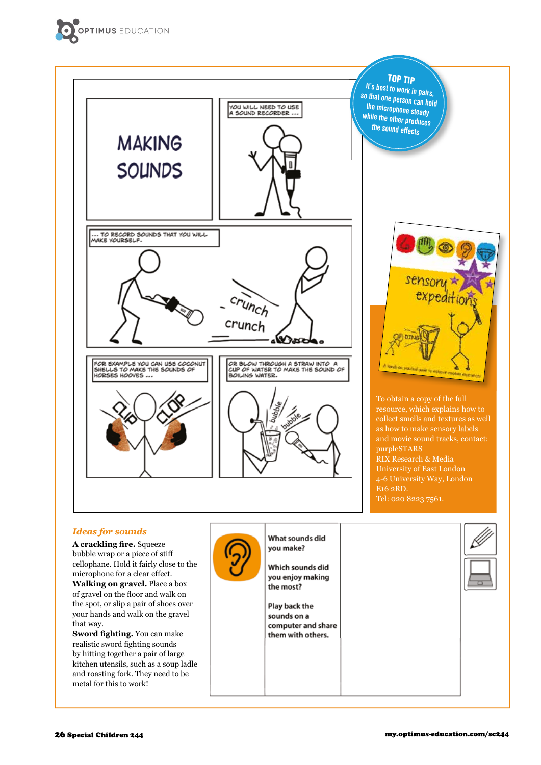MAKING SOUNDS

YOU WILL NEED TO USE A SOUND RECORDER ...

... TO RECORD SOUNDS THAT YOU WILL MAKE YOURSELF.

crunch crunch

FOR EXAMPLE YOU CAN USE COCONUT SHELLS TO MAKE THE SOUNDS OF HORSES HOOVES ...

CLIP CLOP

OR BLOW THROUGH A STRAW INTO A CUP OF WATER TO MAKE THE SOUND OF BOILING WATER.

bubble bubble

**TOP TIP**
It's best to work in pairs, so that one person can hold the microphone steady while the other produces the sound effects

To obtain a copy of the full resource, which explains how to collect smells and textures as well as how to make sensory labels and movie sound tracks, contact:
purpleSTARS
RIX Research & Media
University of East London
4-6 University Way, London
E16 2RD.
Tel: 020 8223 7561.

### *Ideas for sounds*

**A crackling fire.** Squeeze bubble wrap or a piece of stiff cellophane. Hold it fairly close to the microphone for a clear effect.
**Walking on gravel.** Place a box of gravel on the floor and walk on the spot, or slip a pair of shoes over your hands and walk on the gravel that way.
**Sword fighting.** You can make realistic sword fighting sounds by hitting together a pair of large kitchen utensils, such as a soup ladle and roasting fork. They need to be metal for this to work!

What sounds did you make?

Which sounds did you enjoy making the most?

Play back the sounds on a computer and share them with others.